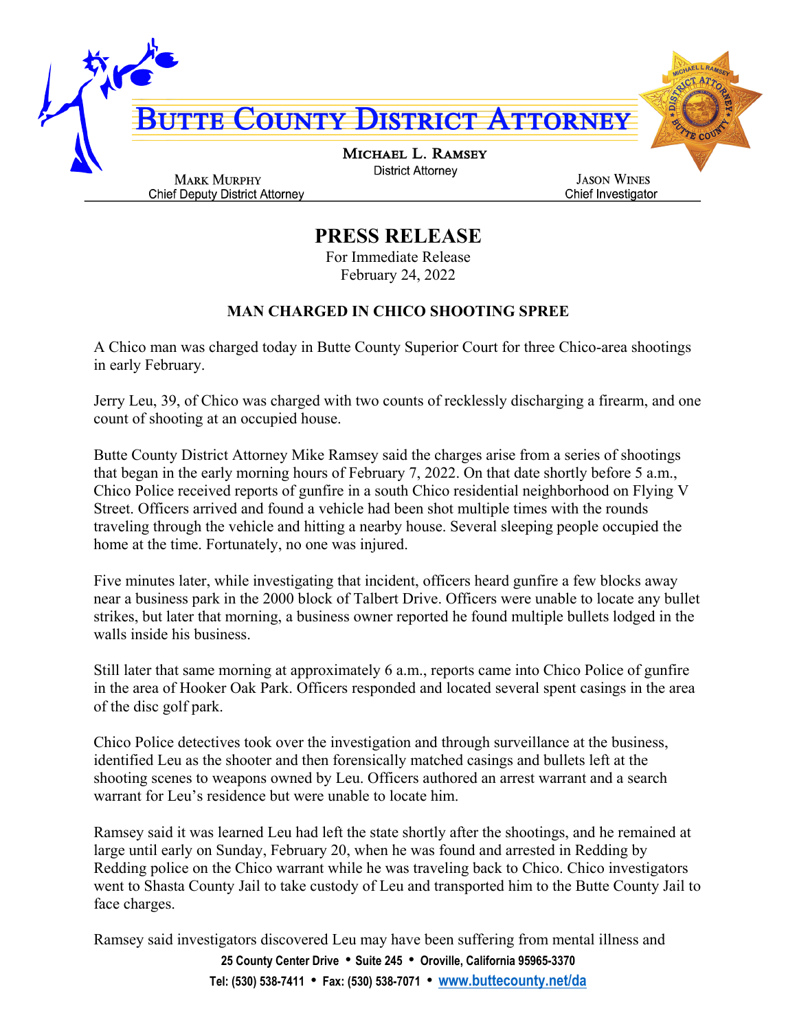# BUTTE COUNTY DISTRICT ATTORNEY

**MICHAEL L. RAMSEY**
District Attorney

MARK MURPHY
Chief Deputy District Attorney

JASON WINES
Chief Investigator

## PRESS RELEASE

For Immediate Release
February 24, 2022

### MAN CHARGED IN CHICO SHOOTING SPREE

A Chico man was charged today in Butte County Superior Court for three Chico-area shootings in early February.

Jerry Leu, 39, of Chico was charged with two counts of recklessly discharging a firearm, and one count of shooting at an occupied house.

Butte County District Attorney Mike Ramsey said the charges arise from a series of shootings that began in the early morning hours of February 7, 2022. On that date shortly before 5 a.m., Chico Police received reports of gunfire in a south Chico residential neighborhood on Flying V Street. Officers arrived and found a vehicle had been shot multiple times with the rounds traveling through the vehicle and hitting a nearby house. Several sleeping people occupied the home at the time. Fortunately, no one was injured.

Five minutes later, while investigating that incident, officers heard gunfire a few blocks away near a business park in the 2000 block of Talbert Drive. Officers were unable to locate any bullet strikes, but later that morning, a business owner reported he found multiple bullets lodged in the walls inside his business.

Still later that same morning at approximately 6 a.m., reports came into Chico Police of gunfire in the area of Hooker Oak Park. Officers responded and located several spent casings in the area of the disc golf park.

Chico Police detectives took over the investigation and through surveillance at the business, identified Leu as the shooter and then forensically matched casings and bullets left at the shooting scenes to weapons owned by Leu. Officers authored an arrest warrant and a search warrant for Leu's residence but were unable to locate him.

Ramsey said it was learned Leu had left the state shortly after the shootings, and he remained at large until early on Sunday, February 20, when he was found and arrested in Redding by Redding police on the Chico warrant while he was traveling back to Chico. Chico investigators went to Shasta County Jail to take custody of Leu and transported him to the Butte County Jail to face charges.

Ramsey said investigators discovered Leu may have been suffering from mental illness and

25 County Center Drive • Suite 245 • Oroville, California 95965-3370
Tel: (530) 538-7411 • Fax: (530) 538-7071 • www.buttecounty.net/da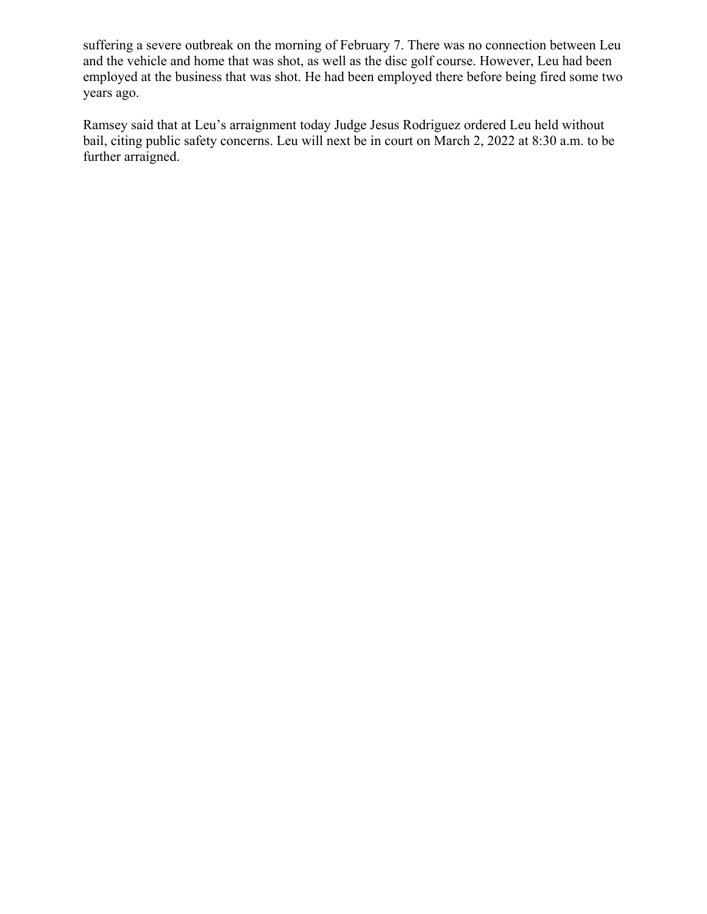suffering a severe outbreak on the morning of February 7. There was no connection between Leu and the vehicle and home that was shot, as well as the disc golf course. However, Leu had been employed at the business that was shot. He had been employed there before being fired some two years ago.

Ramsey said that at Leu's arraignment today Judge Jesus Rodriguez ordered Leu held without bail, citing public safety concerns. Leu will next be in court on March 2, 2022 at 8:30 a.m. to be further arraigned.